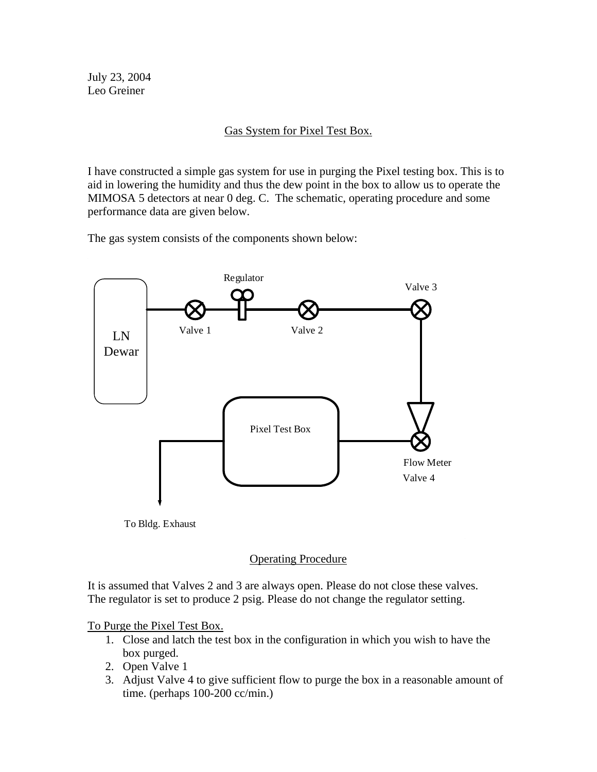July 23, 2004
Leo Greiner

## Gas System for Pixel Test Box.

I have constructed a simple gas system for use in purging the Pixel testing box. This is to aid in lowering the humidity and thus the dew point in the box to allow us to operate the MIMOSA 5 detectors at near 0 deg. C. The schematic, operating procedure and some performance data are given below.

The gas system consists of the components shown below:

Regulator

Valve 3

LN Dewar

Valve 1

Valve 2

Pixel Test Box

Flow Meter

Valve 4

To Bldg. Exhaust

## Operating Procedure

It is assumed that Valves 2 and 3 are always open. Please do not close these valves.
The regulator is set to produce 2 psig. Please do not change the regulator setting.

### To Purge the Pixel Test Box.

1. Close and latch the test box in the configuration in which you wish to have the box purged.
2. Open Valve 1
3. Adjust Valve 4 to give sufficient flow to purge the box in a reasonable amount of time. (perhaps 100-200 cc/min.)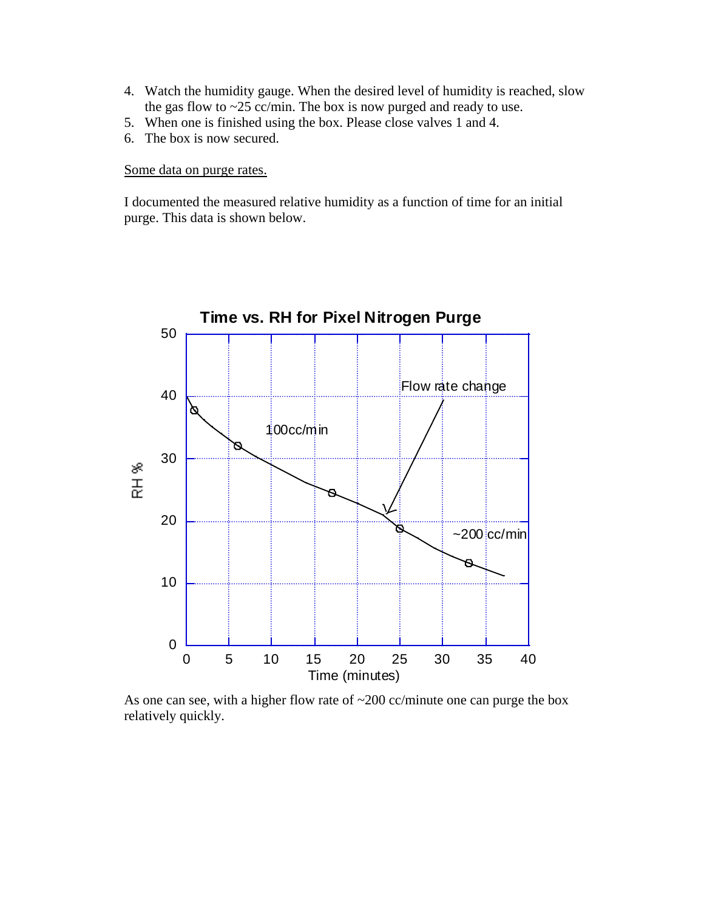4. Watch the humidity gauge. When the desired level of humidity is reached, slow the gas flow to ~25 cc/min. The box is now purged and ready to use.
5. When one is finished using the box. Please close valves 1 and 4.
6. The box is now secured.

Some data on purge rates.

I documented the measured relative humidity as a function of time for an initial purge. This data is shown below.

Time vs. RH for Pixel Nitrogen Purge

RH %

50
40
30
20
10
0

0 5 10 15 20 25 30 35 40

Time (minutes)

100cc/min

Flow rate change

~200 cc/min

As one can see, with a higher flow rate of ~200 cc/minute one can purge the box relatively quickly.